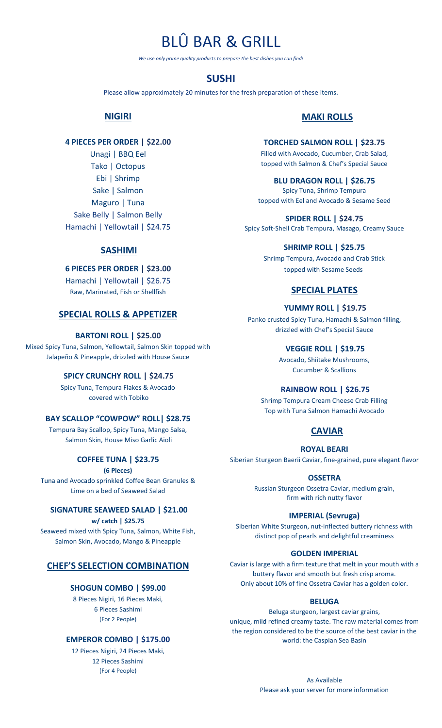# BLÛ BAR & GRILL

*We use only prime quality products to prepare the best dishes you can find!*

## SUSHI

Please allow approximately 20 minutes for the fresh preparation of these items.

### NIGIRI

**4 PIECES PER ORDER | $22.00**

Unagi | BBQ Eel
Tako | Octopus
Ebi | Shrimp
Sake | Salmon
Maguro | Tuna
Sake Belly | Salmon Belly
Hamachi | Yellowtail | $24.75

### SASHIMI

**6 PIECES PER ORDER | $23.00**

Hamachi | Yellowtail | $26.75
Raw, Marinated, Fish or Shellfish

### SPECIAL ROLLS & APPETIZER

**BARTONI ROLL | $25.00**
Mixed Spicy Tuna, Salmon, Yellowtail, Salmon Skin topped with Jalapeño & Pineapple, drizzled with House Sauce

**SPICY CRUNCHY ROLL | $24.75**
Spicy Tuna, Tempura Flakes & Avocado covered with Tobiko

**BAY SCALLOP "COWPOW" ROLL| $28.75**
Tempura Bay Scallop, Spicy Tuna, Mango Salsa, Salmon Skin, House Miso Garlic Aioli

**COFFEE TUNA | $23.75**
**(6 Pieces)**
Tuna and Avocado sprinkled Coffee Bean Granules & Lime on a bed of Seaweed Salad

**SIGNATURE SEAWEED SALAD | $21.00**
**w/ catch | $25.75**
Seaweed mixed with Spicy Tuna, Salmon, White Fish, Salmon Skin, Avocado, Mango & Pineapple

### CHEF'S SELECTION COMBINATION

**SHOGUN COMBO | $99.00**
8 Pieces Nigiri, 16 Pieces Maki, 6 Pieces Sashimi
(For 2 People)

**EMPEROR COMBO | $175.00**
12 Pieces Nigiri, 24 Pieces Maki, 12 Pieces Sashimi
(For 4 People)

### MAKI ROLLS

**TORCHED SALMON ROLL | $23.75**
Filled with Avocado, Cucumber, Crab Salad, topped with Salmon & Chef's Special Sauce

**BLU DRAGON ROLL | $26.75**
Spicy Tuna, Shrimp Tempura topped with Eel and Avocado & Sesame Seed

**SPIDER ROLL | $24.75**
Spicy Soft-Shell Crab Tempura, Masago, Creamy Sauce

**SHRIMP ROLL | $25.75**
Shrimp Tempura, Avocado and Crab Stick topped with Sesame Seeds

### SPECIAL PLATES

**YUMMY ROLL | $19.75**
Panko crusted Spicy Tuna, Hamachi & Salmon filling, drizzled with Chef's Special Sauce

**VEGGIE ROLL | $19.75**
Avocado, Shiitake Mushrooms, Cucumber & Scallions

**RAINBOW ROLL | $26.75**
Shrimp Tempura Cream Cheese Crab Filling Top with Tuna Salmon Hamachi Avocado

### CAVIAR

**ROYAL BEARI**
Siberian Sturgeon Baerii Caviar, fine-grained, pure elegant flavor

**OSSETRA**
Russian Sturgeon Ossetra Caviar, medium grain, firm with rich nutty flavor

**IMPERIAL (Sevruga)**
Siberian White Sturgeon, nut-inflected buttery richness with distinct pop of pearls and delightful creaminess

**GOLDEN IMPERIAL**
Caviar is large with a firm texture that melt in your mouth with a buttery flavor and smooth but fresh crisp aroma. Only about 10% of fine Ossetra Caviar has a golden color.

**BELUGA**
Beluga sturgeon, largest caviar grains, unique, mild refined creamy taste. The raw material comes from the region considered to be the source of the best caviar in the world: the Caspian Sea Basin

As Available
Please ask your server for more information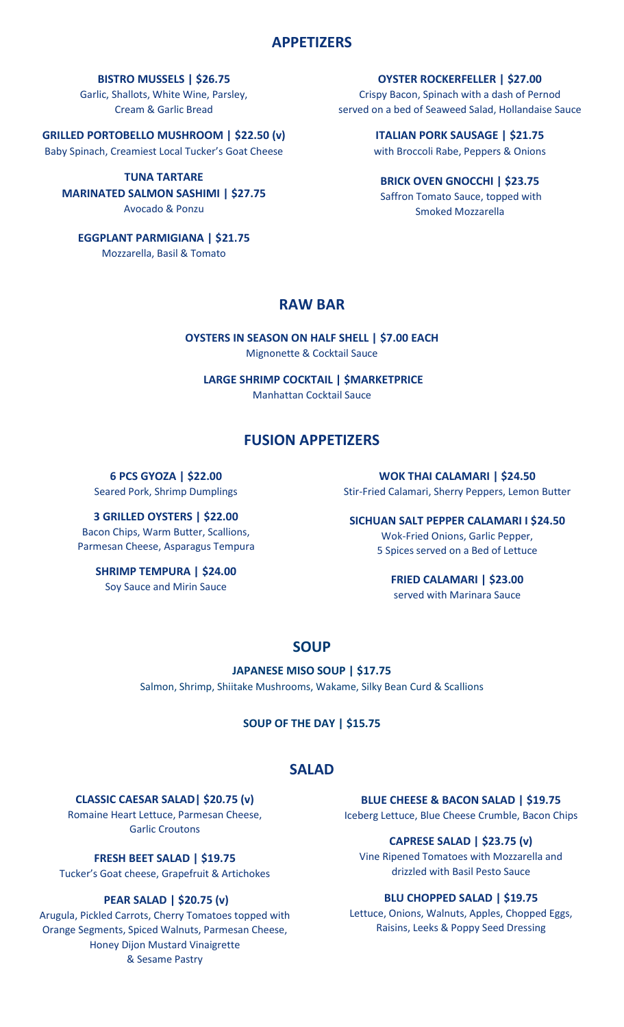## APPETIZERS

**BISTRO MUSSELS | $26.75**
Garlic, Shallots, White Wine, Parsley, Cream & Garlic Bread

**GRILLED PORTOBELLO MUSHROOM | $22.50 (v)**
Baby Spinach, Creamiest Local Tucker's Goat Cheese

**TUNA TARTARE**
**MARINATED SALMON SASHIMI | $27.75**
Avocado & Ponzu

**EGGPLANT PARMIGIANA | $21.75**
Mozzarella, Basil & Tomato

**OYSTER ROCKERFELLER | $27.00**
Crispy Bacon, Spinach with a dash of Pernod served on a bed of Seaweed Salad, Hollandaise Sauce

**ITALIAN PORK SAUSAGE | $21.75**
with Broccoli Rabe, Peppers & Onions

**BRICK OVEN GNOCCHI | $23.75**
Saffron Tomato Sauce, topped with Smoked Mozzarella

## RAW BAR

**OYSTERS IN SEASON ON HALF SHELL | $7.00 EACH**
Mignonette & Cocktail Sauce

**LARGE SHRIMP COCKTAIL | $MARKETPRICE**
Manhattan Cocktail Sauce

## FUSION APPETIZERS

**6 PCS GYOZA | $22.00**
Seared Pork, Shrimp Dumplings

**3 GRILLED OYSTERS | $22.00**
Bacon Chips, Warm Butter, Scallions, Parmesan Cheese, Asparagus Tempura

**SHRIMP TEMPURA | $24.00**
Soy Sauce and Mirin Sauce

**WOK THAI CALAMARI | $24.50**
Stir-Fried Calamari, Sherry Peppers, Lemon Butter

**SICHUAN SALT PEPPER CALAMARI I $24.50**
Wok-Fried Onions, Garlic Pepper, 5 Spices served on a Bed of Lettuce

**FRIED CALAMARI | $23.00**
served with Marinara Sauce

## SOUP

**JAPANESE MISO SOUP | $17.75**
Salmon, Shrimp, Shiitake Mushrooms, Wakame, Silky Bean Curd & Scallions

**SOUP OF THE DAY | $15.75**

## SALAD

**CLASSIC CAESAR SALAD| $20.75 (v)**
Romaine Heart Lettuce, Parmesan Cheese, Garlic Croutons

**FRESH BEET SALAD | $19.75**
Tucker's Goat cheese, Grapefruit & Artichokes

**PEAR SALAD | $20.75 (v)**
Arugula, Pickled Carrots, Cherry Tomatoes topped with Orange Segments, Spiced Walnuts, Parmesan Cheese, Honey Dijon Mustard Vinaigrette & Sesame Pastry

**BLUE CHEESE & BACON SALAD | $19.75**
Iceberg Lettuce, Blue Cheese Crumble, Bacon Chips

**CAPRESE SALAD | $23.75 (v)**
Vine Ripened Tomatoes with Mozzarella and drizzled with Basil Pesto Sauce

**BLU CHOPPED SALAD | $19.75**
Lettuce, Onions, Walnuts, Apples, Chopped Eggs, Raisins, Leeks & Poppy Seed Dressing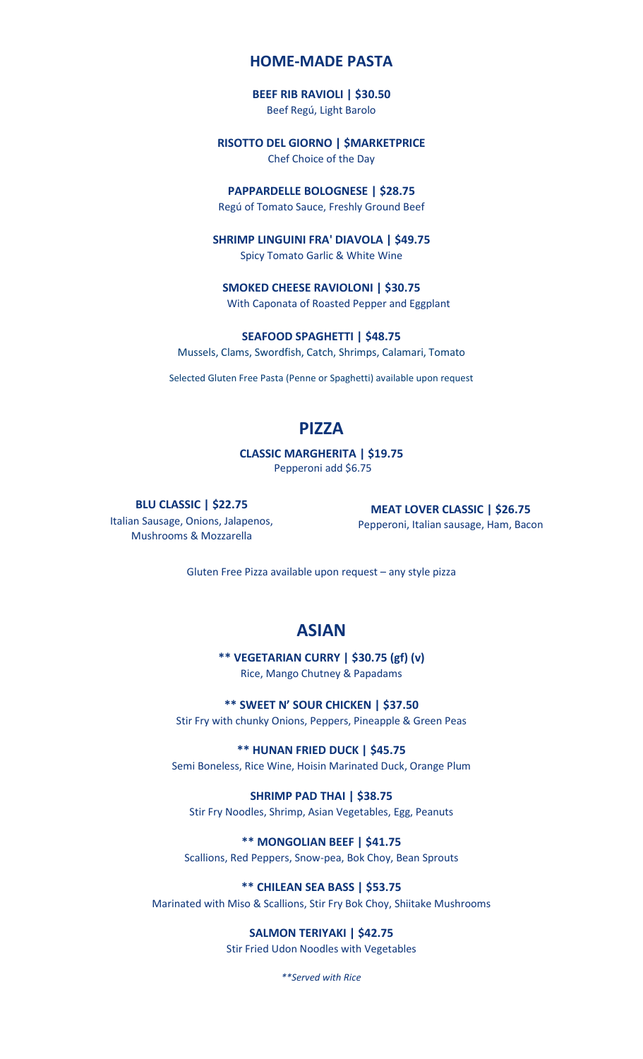## HOME-MADE PASTA

**BEEF RIB RAVIOLI | $30.50**
Beef Regú, Light Barolo

**RISOTTO DEL GIORNO | $MARKETPRICE**
Chef Choice of the Day

**PAPPARDELLE BOLOGNESE | $28.75**
Regú of Tomato Sauce, Freshly Ground Beef

**SHRIMP LINGUINI FRA' DIAVOLA | $49.75**
Spicy Tomato Garlic & White Wine

**SMOKED CHEESE RAVIOLONI | $30.75**
With Caponata of Roasted Pepper and Eggplant

**SEAFOOD SPAGHETTI | $48.75**
Mussels, Clams, Swordfish, Catch, Shrimps, Calamari, Tomato

Selected Gluten Free Pasta (Penne or Spaghetti) available upon request

## PIZZA

**CLASSIC MARGHERITA | $19.75**
Pepperoni add $6.75

**BLU CLASSIC | $22.75**
Italian Sausage, Onions, Jalapenos, Mushrooms & Mozzarella

**MEAT LOVER CLASSIC | $26.75**
Pepperoni, Italian sausage, Ham, Bacon

Gluten Free Pizza available upon request – any style pizza

## ASIAN

**** VEGETARIAN CURRY | $30.75 (gf) (v)**
Rice, Mango Chutney & Papadams

**** SWEET N' SOUR CHICKEN | $37.50**
Stir Fry with chunky Onions, Peppers, Pineapple & Green Peas

**** HUNAN FRIED DUCK | $45.75**
Semi Boneless, Rice Wine, Hoisin Marinated Duck, Orange Plum

**SHRIMP PAD THAI | $38.75**
Stir Fry Noodles, Shrimp, Asian Vegetables, Egg, Peanuts

**** MONGOLIAN BEEF | $41.75**
Scallions, Red Peppers, Snow-pea, Bok Choy, Bean Sprouts

**** CHILEAN SEA BASS | $53.75**
Marinated with Miso & Scallions, Stir Fry Bok Choy, Shiitake Mushrooms

**SALMON TERIYAKI | $42.75**
Stir Fried Udon Noodles with Vegetables

*\*\*Served with Rice*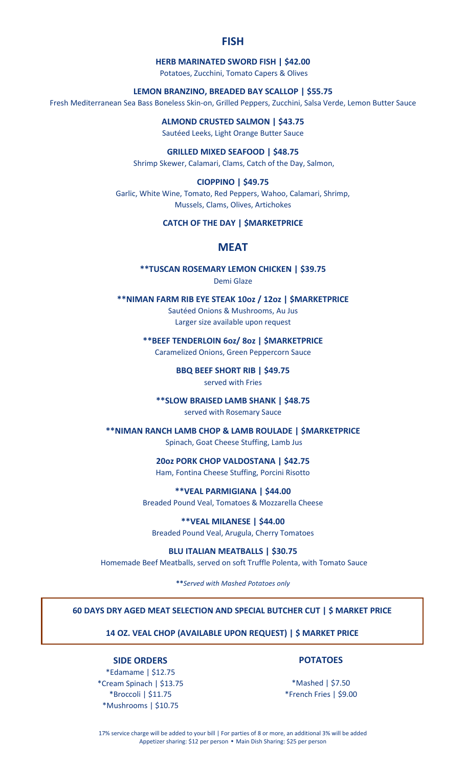## FISH

**HERB MARINATED SWORD FISH | $42.00**
Potatoes, Zucchini, Tomato Capers & Olives

**LEMON BRANZINO, BREADED BAY SCALLOP | $55.75**
Fresh Mediterranean Sea Bass Boneless Skin-on, Grilled Peppers, Zucchini, Salsa Verde, Lemon Butter Sauce

**ALMOND CRUSTED SALMON | $43.75**
Sautéed Leeks, Light Orange Butter Sauce

**GRILLED MIXED SEAFOOD | $48.75**
Shrimp Skewer, Calamari, Clams, Catch of the Day, Salmon,

**CIOPPINO | $49.75**
Garlic, White Wine, Tomato, Red Peppers, Wahoo, Calamari, Shrimp, Mussels, Clams, Olives, Artichokes

**CATCH OF THE DAY | $MARKETPRICE**

## MEAT

**\*\*TUSCAN ROSEMARY LEMON CHICKEN | $39.75**
Demi Glaze

**\*\*NIMAN FARM RIB EYE STEAK 10oz / 12oz | $MARKETPRICE**
Sautéed Onions & Mushrooms, Au Jus
Larger size available upon request

**\*\*BEEF TENDERLOIN 6oz/ 8oz | $MARKETPRICE**
Caramelized Onions, Green Peppercorn Sauce

**BBQ BEEF SHORT RIB | $49.75**
served with Fries

**\*\*SLOW BRAISED LAMB SHANK | $48.75**
served with Rosemary Sauce

**\*\*NIMAN RANCH LAMB CHOP & LAMB ROULADE | $MARKETPRICE**
Spinach, Goat Cheese Stuffing, Lamb Jus

**20oz PORK CHOP VALDOSTANA | $42.75**
Ham, Fontina Cheese Stuffing, Porcini Risotto

**\*\*VEAL PARMIGIANA | $44.00**
Breaded Pound Veal, Tomatoes & Mozzarella Cheese

**\*\*VEAL MILANESE | $44.00**
Breaded Pound Veal, Arugula, Cherry Tomatoes

**BLU ITALIAN MEATBALLS | $30.75**
Homemade Beef Meatballs, served on soft Truffle Polenta, with Tomato Sauce

*\*\*Served with Mashed Potatoes only*

**60 DAYS DRY AGED MEAT SELECTION AND SPECIAL BUTCHER CUT | $ MARKET PRICE**

**14 OZ. VEAL CHOP (AVAILABLE UPON REQUEST) | $ MARKET PRICE**

### SIDE ORDERS

*Edamame | $12.75
*Cream Spinach | $13.75
*Broccoli | $11.75
*Mushrooms | $10.75

### POTATOES

*Mashed | $7.50
*French Fries | $9.00

17% service charge will be added to your bill | For parties of 8 or more, an additional 3% will be added
Appetizer sharing: $12 per person • Main Dish Sharing: $25 per person